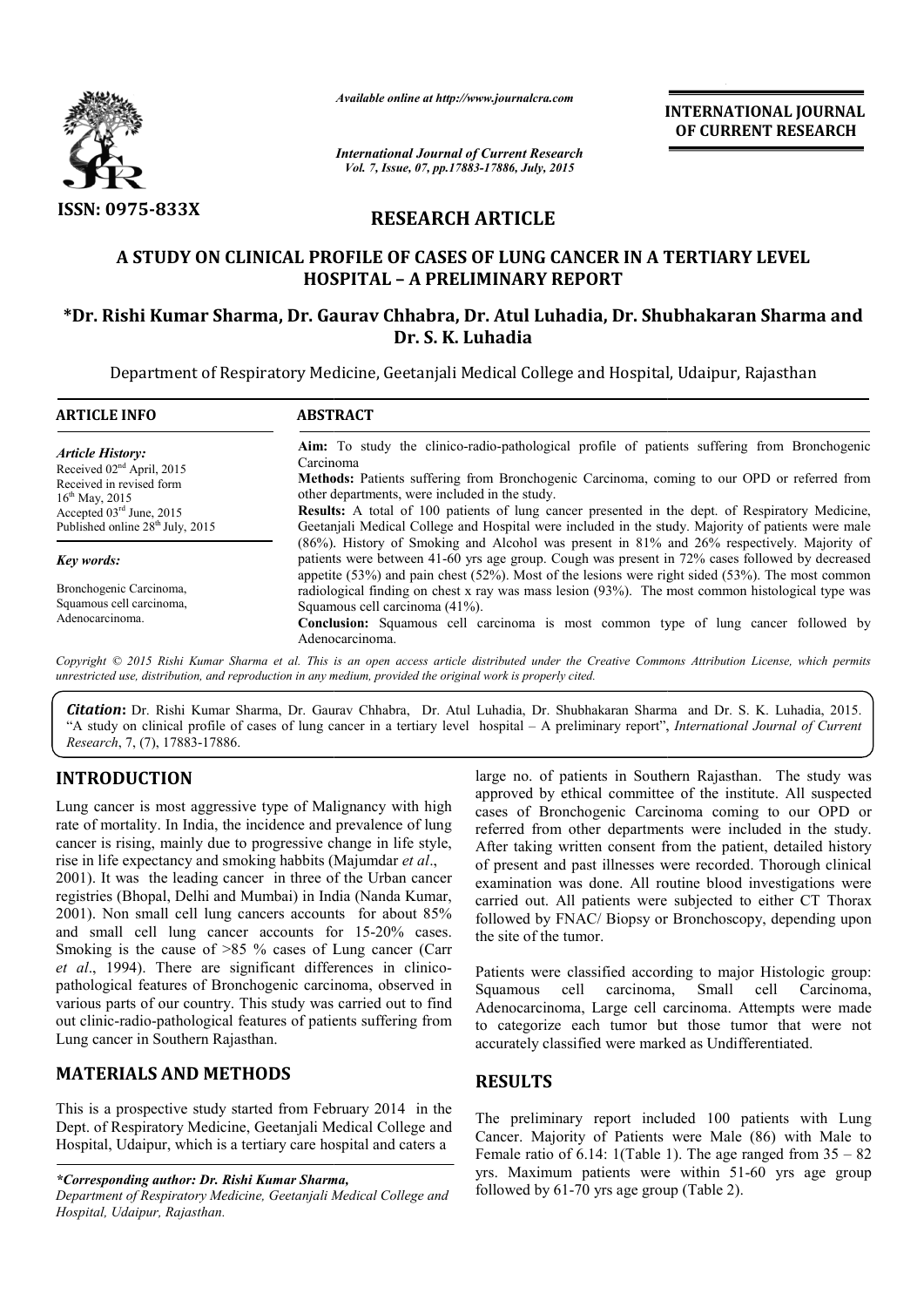ISSN: 0975-833X

*Available online at http://www.journalcra.com*

*International Journal of Current Research*
*Vol. 7, Issue, 07, pp.17883-17886, July, 2015*

**INTERNATIONAL JOURNAL OF CURRENT RESEARCH**

## RESEARCH ARTICLE

# A STUDY ON CLINICAL PROFILE OF CASES OF LUNG CANCER IN A TERTIARY LEVEL HOSPITAL – A PRELIMINARY REPORT

**\*Dr. Rishi Kumar Sharma, Dr. Gaurav Chhabra, Dr. Atul Luhadia, Dr. Shubhakaran Sharma and Dr. S. K. Luhadia**

Department of Respiratory Medicine, Geetanjali Medical College and Hospital, Udaipur, Rajasthan

**ARTICLE INFO**

*Article History:*

Received 02[nd] April, 2015
Received in revised form
16[th] May, 2015
Accepted 03[rd] June, 2015
Published online 28[th] July, 2015

*Key words:*

Bronchogenic Carcinoma,
Squamous cell carcinoma,
Adenocarcinoma.

**ABSTRACT**

**Aim:** To study the clinico-radio-pathological profile of patients suffering from Bronchogenic Carcinoma

**Methods:** Patients suffering from Bronchogenic Carcinoma, coming to our OPD or referred from other departments, were included in the study.

**Results:** A total of 100 patients of lung cancer presented in the dept. of Respiratory Medicine, Geetanjali Medical College and Hospital were included in the study. Majority of patients were male (86%). History of Smoking and Alcohol was present in 81% and 26% respectively. Majority of patients were between 41-60 yrs age group. Cough was present in 72% cases followed by decreased appetite (53%) and pain chest (52%). Most of the lesions were right sided (53%). The most common radiological finding on chest x ray was mass lesion (93%). The most common histological type was Squamous cell carcinoma (41%).

**Conclusion:** Squamous cell carcinoma is most common type of lung cancer followed by Adenocarcinoma.

*Copyright © 2015 Rishi Kumar Sharma et al. This is an open access article distributed under the Creative Commons Attribution License, which permits unrestricted use, distribution, and reproduction in any medium, provided the original work is properly cited.*

***Citation*****:** Dr. Rishi Kumar Sharma, Dr. Gaurav Chhabra, Dr. Atul Luhadia, Dr. Shubhakaran Sharma and Dr. S. K. Luhadia, 2015. "A study on clinical profile of cases of lung cancer in a tertiary level hospital – A preliminary report", *International Journal of Current Research*, 7, (7), 17883-17886.

## INTRODUCTION

Lung cancer is most aggressive type of Malignancy with high rate of mortality. In India, the incidence and prevalence of lung cancer is rising, mainly due to progressive change in life style, rise in life expectancy and smoking habbits (Majumdar *et al*., 2001). It was the leading cancer in three of the Urban cancer registries (Bhopal, Delhi and Mumbai) in India (Nanda Kumar, 2001). Non small cell lung cancers accounts for about 85% and small cell lung cancer accounts for 15-20% cases. Smoking is the cause of >85 % cases of Lung cancer (Carr *et al*., 1994). There are significant differences in clinico-pathological features of Bronchogenic carcinoma, observed in various parts of our country. This study was carried out to find out clinic-radio-pathological features of patients suffering from Lung cancer in Southern Rajasthan.

## MATERIALS AND METHODS

This is a prospective study started from February 2014 in the Dept. of Respiratory Medicine, Geetanjali Medical College and Hospital, Udaipur, which is a tertiary care hospital and caters a large no. of patients in Southern Rajasthan. The study was approved by ethical committee of the institute. All suspected cases of Bronchogenic Carcinoma coming to our OPD or referred from other departments were included in the study. After taking written consent from the patient, detailed history of present and past illnesses were recorded. Thorough clinical examination was done. All routine blood investigations were carried out. All patients were subjected to either CT Thorax followed by FNAC/ Biopsy or Bronchoscopy, depending upon the site of the tumor.

Patients were classified according to major Histologic group: Squamous cell carcinoma, Small cell Carcinoma, Adenocarcinoma, Large cell carcinoma. Attempts were made to categorize each tumor but those tumor that were not accurately classified were marked as Undifferentiated.

## RESULTS

The preliminary report included 100 patients with Lung Cancer. Majority of Patients were Male (86) with Male to Female ratio of 6.14: 1(Table 1). The age ranged from 35 – 82 yrs. Maximum patients were within 51-60 yrs age group followed by 61-70 yrs age group (Table 2).

*\*Corresponding author: Dr. Rishi Kumar Sharma,*
*Department of Respiratory Medicine, Geetanjali Medical College and Hospital, Udaipur, Rajasthan.*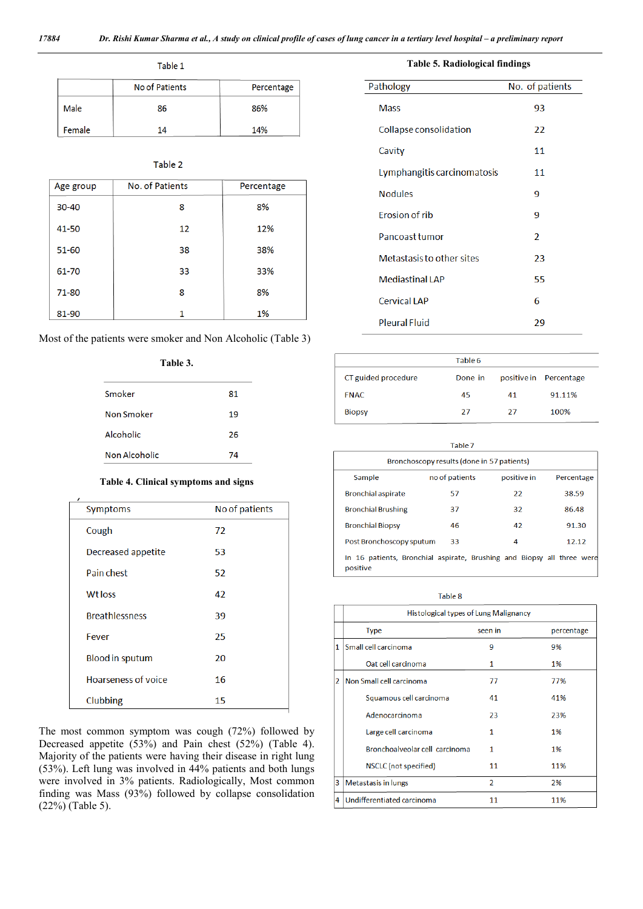Table 1

| | No of Patients | Percentage |
|---|---|---|
| Male | 86 | 86% |
| Female | 14 | 14% |

Table 2

| Age group | No. of Patients | Percentage |
|---|---|---|
| 30-40 | 8 | 8% |
| 41-50 | 12 | 12% |
| 51-60 | 38 | 38% |
| 61-70 | 33 | 33% |
| 71-80 | 8 | 8% |
| 81-90 | 1 | 1% |

Most of the patients were smoker and Non Alcoholic (Table 3)

**Table 3.**

| | |
|---|---|
| Smoker | 81 |
| Non Smoker | 19 |
| Alcoholic | 26 |
| Non Alcoholic | 74 |

**Table 4. Clinical symptoms and signs**

| Symptoms | No of patients |
|---|---|
| Cough | 72 |
| Decreased appetite | 53 |
| Pain chest | 52 |
| Wt loss | 42 |
| Breathlessness | 39 |
| Fever | 25 |
| Blood in sputum | 20 |
| Hoarseness of voice | 16 |
| Clubbing | 15 |

The most common symptom was cough (72%) followed by Decreased appetite (53%) and Pain chest (52%) (Table 4). Majority of the patients were having their disease in right lung (53%). Left lung was involved in 44% patients and both lungs were involved in 3% patients. Radiologically, Most common finding was Mass (93%) followed by collapse consolidation (22%) (Table 5).

**Table 5. Radiological findings**

| Pathology | No. of patients |
|---|---|
| Mass | 93 |
| Collapse consolidation | 22 |
| Cavity | 11 |
| Lymphangitis carcinomatosis | 11 |
| Nodules | 9 |
| Erosion of rib | 9 |
| Pancoast tumor | 2 |
| Metastasis to other sites | 23 |
| Mediastinal LAP | 55 |
| Cervical LAP | 6 |
| Pleural Fluid | 29 |

Table 6

| CT guided procedure | Done in | positive in | Percentage |
|---|---|---|---|
| FNAC | 45 | 41 | 91.11% |
| Biopsy | 27 | 27 | 100% |

Table 7

| Bronchoscopy results (done in 57 patients) | | | |
|---|---|---|---|
| Sample | no of patients | positive in | Percentage |
| Bronchial aspirate | 57 | 22 | 38.59 |
| Bronchial Brushing | 37 | 32 | 86.48 |
| Bronchial Biopsy | 46 | 42 | 91.30 |
| Post Bronchoscopy sputum | 33 | 4 | 12.12 |

In 16 patients, Bronchial aspirate, Brushing and Biopsy all three were positive

Table 8

| | Histological types of Lung Malignancy | | |
|---|---|---|---|
| | Type | seen in | percentage |
| 1 | Small cell carcinoma | 9 | 9% |
| | Oat cell carcinoma | 1 | 1% |
| 2 | Non Small cell carcinoma | 77 | 77% |
| | Squamous cell carcinoma | 41 | 41% |
| | Adenocarcinoma | 23 | 23% |
| | Large cell carcinoma | 1 | 1% |
| | Bronchoalveolar cell carcinoma | 1 | 1% |
| | NSCLC (not specified) | 11 | 11% |
| 3 | Metastasis in lungs | 2 | 2% |
| 4 | Undifferentiated carcinoma | 11 | 11% |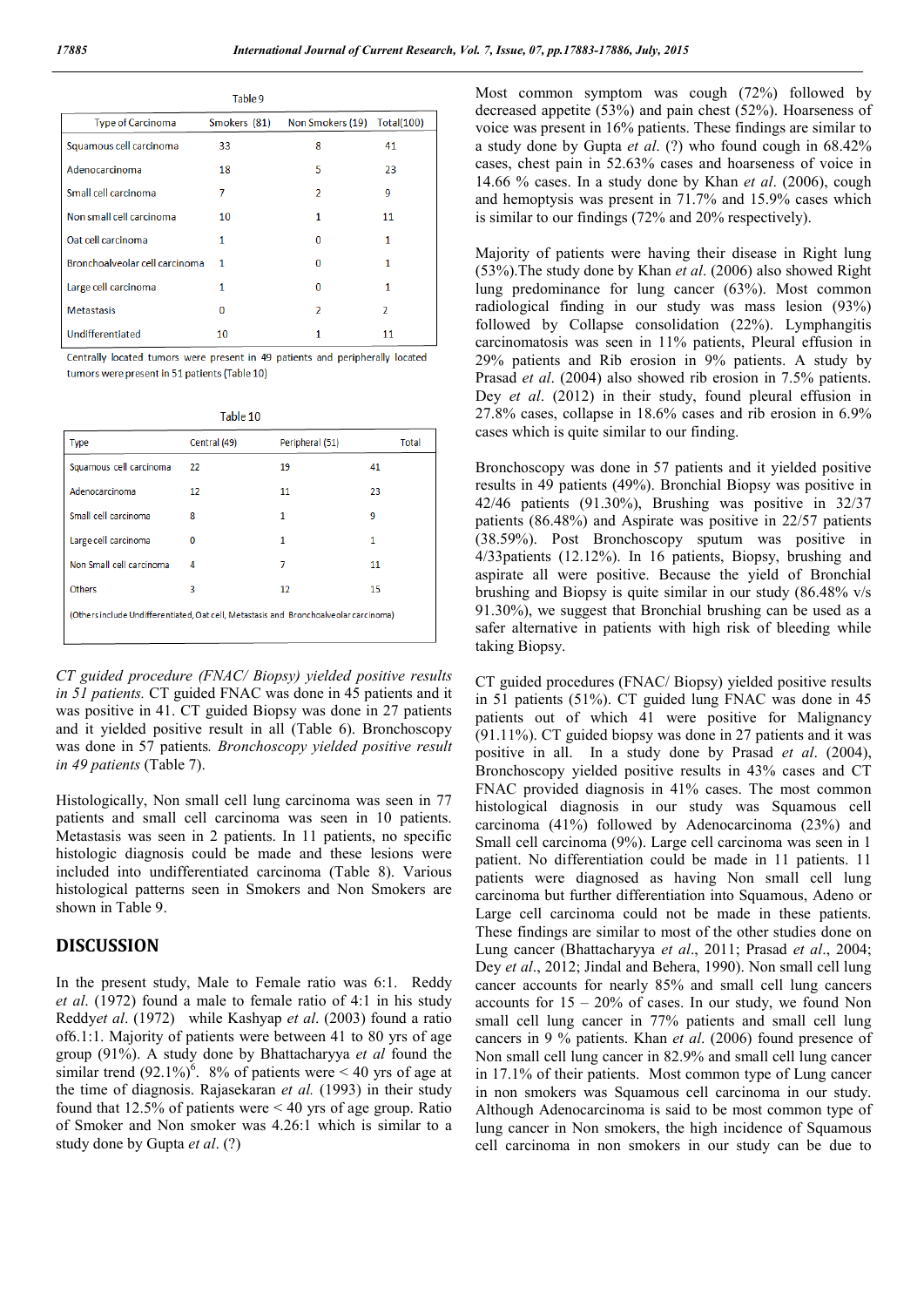Table 9

| Type of Carcinoma | Smokers (81) | Non Smokers (19) | Total(100) |
|---|---|---|---|
| Squamous cell carcinoma | 33 | 8 | 41 |
| Adenocarcinoma | 18 | 5 | 23 |
| Small cell carcinoma | 7 | 2 | 9 |
| Non small cell carcinoma | 10 | 1 | 11 |
| Oat cell carcinoma | 1 | 0 | 1 |
| Bronchoalveolar cell carcinoma | 1 | 0 | 1 |
| Large cell carcinoma | 1 | 0 | 1 |
| Metastasis | 0 | 2 | 2 |
| Undifferentiated | 10 | 1 | 11 |

Centrally located tumors were present in 49 patients and peripherally located tumors were present in 51 patients (Table 10)

Table 10

| Type | Central (49) | Peripheral (51) | Total |
|---|---|---|---|
| Squamous cell carcinoma | 22 | 19 | 41 |
| Adenocarcinoma | 12 | 11 | 23 |
| Small cell carcinoma | 8 | 1 | 9 |
| Large cell carcinoma | 0 | 1 | 1 |
| Non Small cell carcinoma | 4 | 7 | 11 |
| Others | 3 | 12 | 15 |

(Others include Undifferentiated, Oat cell, Metastasis and Bronchoalveolar carcinoma)

*CT guided procedure (FNAC/ Biopsy) yielded positive results in 51 patients.* CT guided FNAC was done in 45 patients and it was positive in 41. CT guided Biopsy was done in 27 patients and it yielded positive result in all (Table 6). Bronchoscopy was done in 57 patients. *Bronchoscopy yielded positive result in 49 patients* (Table 7).

Histologically, Non small cell lung carcinoma was seen in 77 patients and small cell carcinoma was seen in 10 patients. Metastasis was seen in 2 patients. In 11 patients, no specific histologic diagnosis could be made and these lesions were included into undifferentiated carcinoma (Table 8). Various histological patterns seen in Smokers and Non Smokers are shown in Table 9.

## DISCUSSION

In the present study, Male to Female ratio was 6:1. Reddy *et al.* (1972) found a male to female ratio of 4:1 in his study Reddy*et al.* (1972) while Kashyap *et al.* (2003) found a ratio of6.1:1. Majority of patients were between 41 to 80 yrs of age group (91%). A study done by Bhattacharyya *et al* found the similar trend (92.1%)[6]. 8% of patients were < 40 yrs of age at the time of diagnosis. Rajasekaran *et al.* (1993) in their study found that 12.5% of patients were < 40 yrs of age group. Ratio of Smoker and Non smoker was 4.26:1 which is similar to a study done by Gupta *et al*. (?)

Most common symptom was cough (72%) followed by decreased appetite (53%) and pain chest (52%). Hoarseness of voice was present in 16% patients. These findings are similar to a study done by Gupta *et al.* (?) who found cough in 68.42% cases, chest pain in 52.63% cases and hoarseness of voice in 14.66 % cases. In a study done by Khan *et al*. (2006), cough and hemoptysis was present in 71.7% and 15.9% cases which is similar to our findings (72% and 20% respectively).

Majority of patients were having their disease in Right lung (53%).The study done by Khan *et al*. (2006) also showed Right lung predominance for lung cancer (63%). Most common radiological finding in our study was mass lesion (93%) followed by Collapse consolidation (22%). Lymphangitis carcinomatosis was seen in 11% patients, Pleural effusion in 29% patients and Rib erosion in 9% patients. A study by Prasad *et al*. (2004) also showed rib erosion in 7.5% patients. Dey *et al*. (2012) in their study, found pleural effusion in 27.8% cases, collapse in 18.6% cases and rib erosion in 6.9% cases which is quite similar to our finding.

Bronchoscopy was done in 57 patients and it yielded positive results in 49 patients (49%). Bronchial Biopsy was positive in 42/46 patients (91.30%), Brushing was positive in 32/37 patients (86.48%) and Aspirate was positive in 22/57 patients (38.59%). Post Bronchoscopy sputum was positive in 4/33patients (12.12%). In 16 patients, Biopsy, brushing and aspirate all were positive. Because the yield of Bronchial brushing and Biopsy is quite similar in our study (86.48% v/s 91.30%), we suggest that Bronchial brushing can be used as a safer alternative in patients with high risk of bleeding while taking Biopsy.

CT guided procedures (FNAC/ Biopsy) yielded positive results in 51 patients (51%). CT guided lung FNAC was done in 45 patients out of which 41 were positive for Malignancy (91.11%). CT guided biopsy was done in 27 patients and it was positive in all. In a study done by Prasad *et al*. (2004), Bronchoscopy yielded positive results in 43% cases and CT FNAC provided diagnosis in 41% cases. The most common histological diagnosis in our study was Squamous cell carcinoma (41%) followed by Adenocarcinoma (23%) and Small cell carcinoma (9%). Large cell carcinoma was seen in 1 patient. No differentiation could be made in 11 patients. 11 patients were diagnosed as having Non small cell lung carcinoma but further differentiation into Squamous, Adeno or Large cell carcinoma could not be made in these patients. These findings are similar to most of the other studies done on Lung cancer (Bhattacharyya *et al*., 2011; Prasad *et al*., 2004; Dey *et al*., 2012; Jindal and Behera, 1990). Non small cell lung cancer accounts for nearly 85% and small cell lung cancers accounts for 15 – 20% of cases. In our study, we found Non small cell lung cancer in 77% patients and small cell lung cancers in 9 % patients. Khan *et al*. (2006) found presence of Non small cell lung cancer in 82.9% and small cell lung cancer in 17.1% of their patients. Most common type of Lung cancer in non smokers was Squamous cell carcinoma in our study. Although Adenocarcinoma is said to be most common type of lung cancer in Non smokers, the high incidence of Squamous cell carcinoma in non smokers in our study can be due to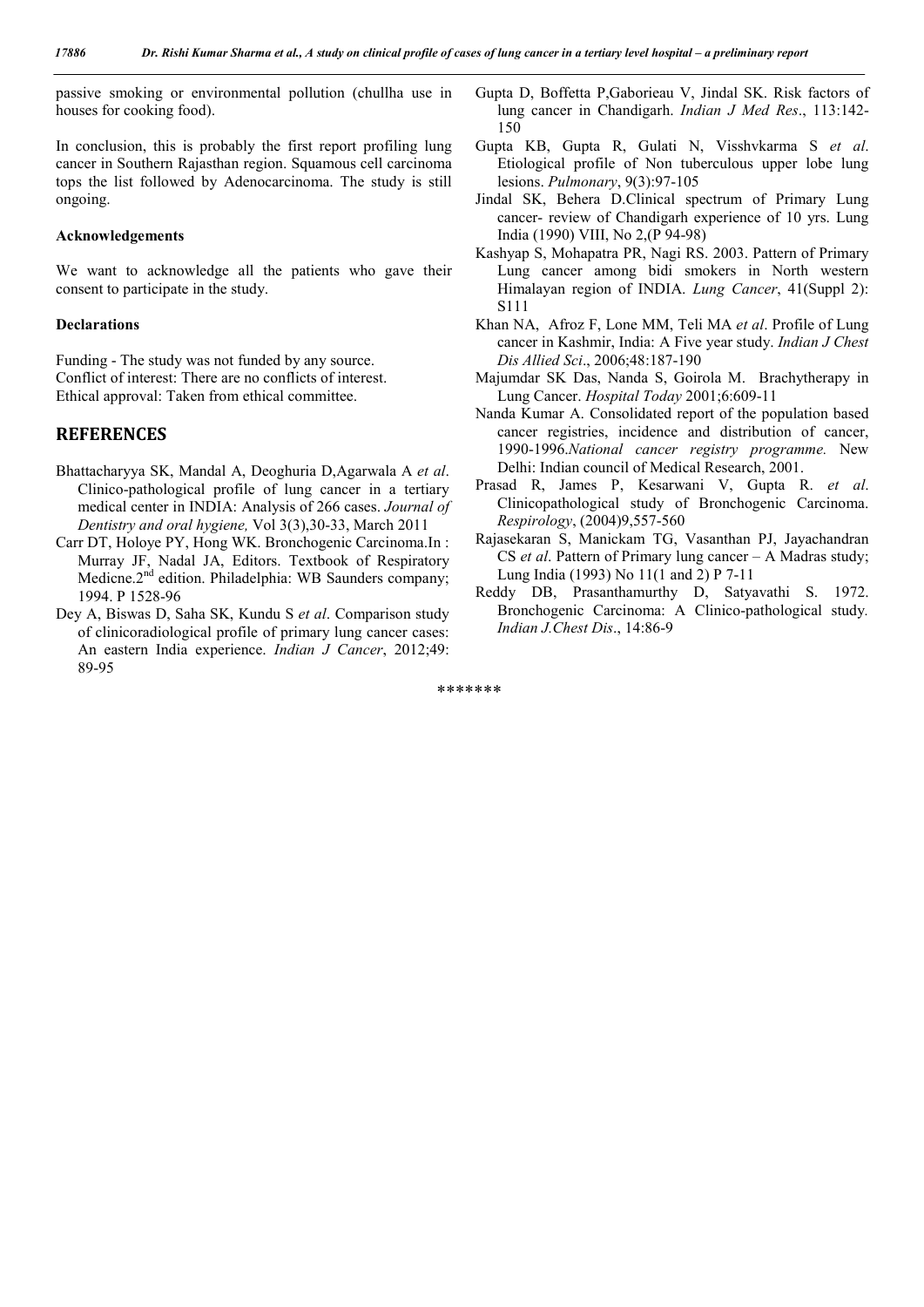passive smoking or environmental pollution (chullha use in houses for cooking food).

In conclusion, this is probably the first report profiling lung cancer in Southern Rajasthan region. Squamous cell carcinoma tops the list followed by Adenocarcinoma. The study is still ongoing.

### Acknowledgements

We want to acknowledge all the patients who gave their consent to participate in the study.

### Declarations

Funding - The study was not funded by any source.
Conflict of interest: There are no conflicts of interest.
Ethical approval: Taken from ethical committee.

## REFERENCES

Bhattacharyya SK, Mandal A, Deoghuria D,Agarwala A *et al*. Clinico-pathological profile of lung cancer in a tertiary medical center in INDIA: Analysis of 266 cases. *Journal of Dentistry and oral hygiene,* Vol 3(3),30-33, March 2011

Carr DT, Holoye PY, Hong WK. Bronchogenic Carcinoma.In : Murray JF, Nadal JA, Editors. Textbook of Respiratory Medicne.2nd edition. Philadelphia: WB Saunders company; 1994. P 1528-96

Dey A, Biswas D, Saha SK, Kundu S *et al*. Comparison study of clinicoradiological profile of primary lung cancer cases: An eastern India experience. *Indian J Cancer*, 2012;49: 89-95

Gupta D, Boffetta P,Gaborieau V, Jindal SK. Risk factors of lung cancer in Chandigarh. *Indian J Med Res*., 113:142-150

Gupta KB, Gupta R, Gulati N, Visshvkarma S *et al*. Etiological profile of Non tuberculous upper lobe lung lesions. *Pulmonary*, 9(3):97-105

Jindal SK, Behera D.Clinical spectrum of Primary Lung cancer- review of Chandigarh experience of 10 yrs. Lung India (1990) VIII, No 2,(P 94-98)

Kashyap S, Mohapatra PR, Nagi RS. 2003. Pattern of Primary Lung cancer among bidi smokers in North western Himalayan region of INDIA. *Lung Cancer*, 41(Suppl 2): S111

Khan NA, Afroz F, Lone MM, Teli MA *et al*. Profile of Lung cancer in Kashmir, India: A Five year study. *Indian J Chest Dis Allied Sci*., 2006;48:187-190

Majumdar SK Das, Nanda S, Goirola M. Brachytherapy in Lung Cancer. *Hospital Today* 2001;6:609-11

Nanda Kumar A. Consolidated report of the population based cancer registries, incidence and distribution of cancer, 1990-1996.*National cancer registry programme.* New Delhi: Indian council of Medical Research, 2001.

Prasad R, James P, Kesarwani V, Gupta R. *et al*. Clinicopathological study of Bronchogenic Carcinoma. *Respirology*, (2004)9,557-560

Rajasekaran S, Manickam TG, Vasanthan PJ, Jayachandran CS *et al*. Pattern of Primary lung cancer – A Madras study; Lung India (1993) No 11(1 and 2) P 7-11

Reddy DB, Prasanthamurthy D, Satyavathi S. 1972. Bronchogenic Carcinoma: A Clinico-pathological study*. Indian J.Chest Dis*., 14:86-9

\*\*\*\*\*\*\*